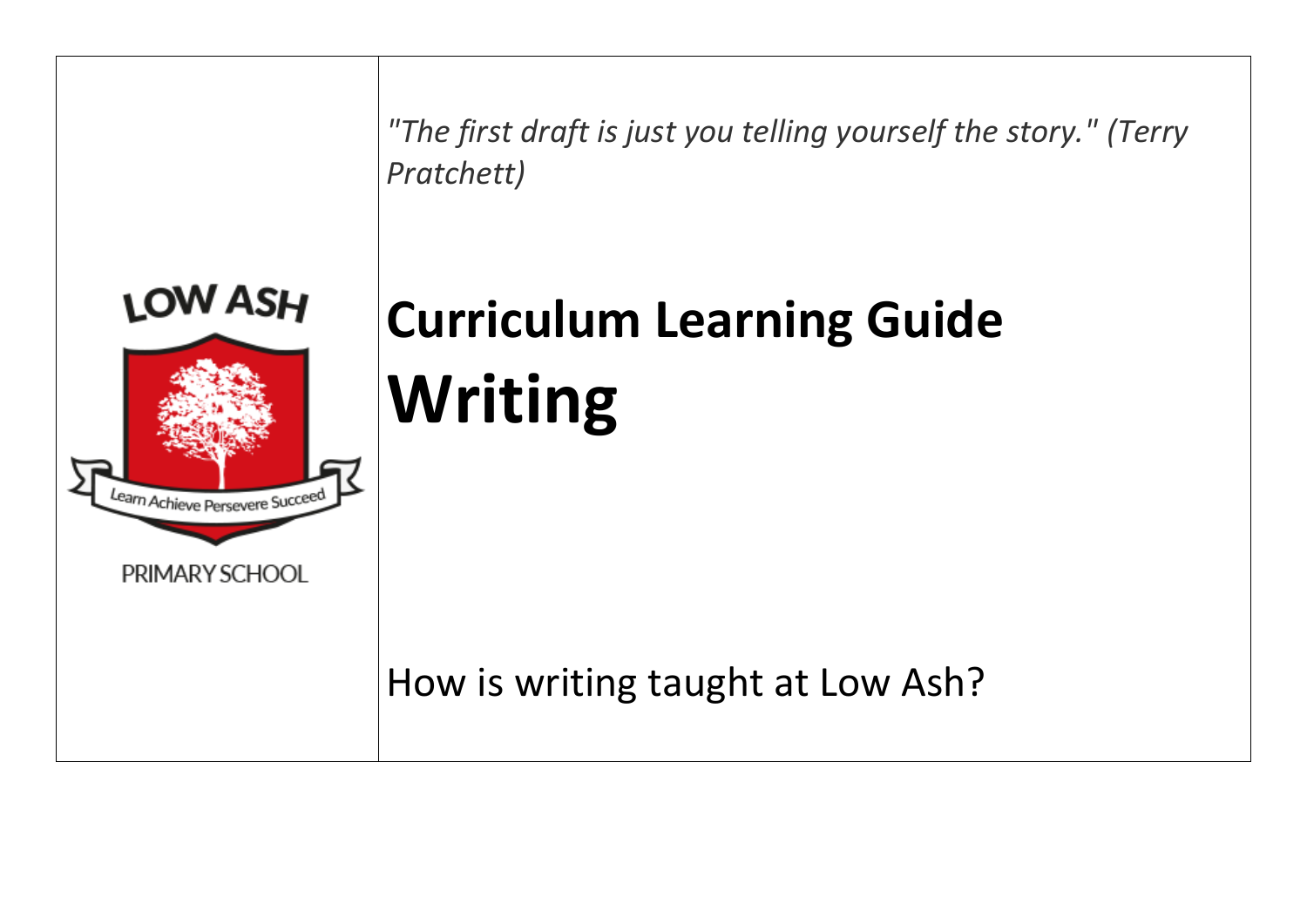LOW ASH

Learn Achieve Persevere Succeed

PRIMARY SCHOOL

*"The first draft is just you telling yourself the story." (Terry Pratchett)*

# Curriculum Learning Guide

# Writing

How is writing taught at Low Ash?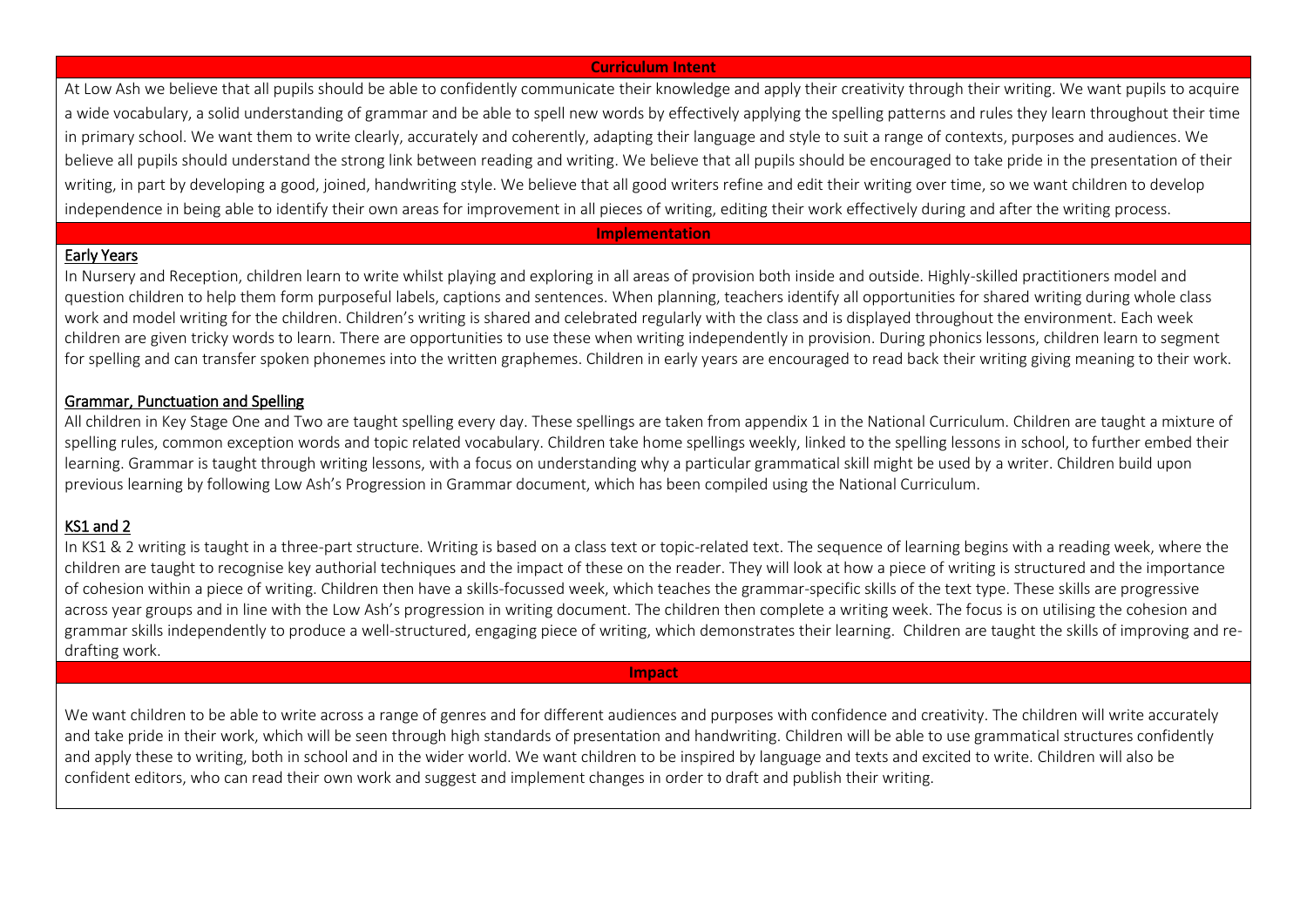## Curriculum Intent

At Low Ash we believe that all pupils should be able to confidently communicate their knowledge and apply their creativity through their writing. We want pupils to acquire a wide vocabulary, a solid understanding of grammar and be able to spell new words by effectively applying the spelling patterns and rules they learn throughout their time in primary school. We want them to write clearly, accurately and coherently, adapting their language and style to suit a range of contexts, purposes and audiences. We believe all pupils should understand the strong link between reading and writing. We believe that all pupils should be encouraged to take pride in the presentation of their writing, in part by developing a good, joined, handwriting style. We believe that all good writers refine and edit their writing over time, so we want children to develop independence in being able to identify their own areas for improvement in all pieces of writing, editing their work effectively during and after the writing process.

## Implementation

### Early Years

In Nursery and Reception, children learn to write whilst playing and exploring in all areas of provision both inside and outside. Highly-skilled practitioners model and question children to help them form purposeful labels, captions and sentences. When planning, teachers identify all opportunities for shared writing during whole class work and model writing for the children. Children's writing is shared and celebrated regularly with the class and is displayed throughout the environment. Each week children are given tricky words to learn. There are opportunities to use these when writing independently in provision. During phonics lessons, children learn to segment for spelling and can transfer spoken phonemes into the written graphemes. Children in early years are encouraged to read back their writing giving meaning to their work.

### Grammar, Punctuation and Spelling

All children in Key Stage One and Two are taught spelling every day. These spellings are taken from appendix 1 in the National Curriculum. Children are taught a mixture of spelling rules, common exception words and topic related vocabulary. Children take home spellings weekly, linked to the spelling lessons in school, to further embed their learning. Grammar is taught through writing lessons, with a focus on understanding why a particular grammatical skill might be used by a writer. Children build upon previous learning by following Low Ash's Progression in Grammar document, which has been compiled using the National Curriculum.

### KS1 and 2

In KS1 & 2 writing is taught in a three-part structure. Writing is based on a class text or topic-related text. The sequence of learning begins with a reading week, where the children are taught to recognise key authorial techniques and the impact of these on the reader. They will look at how a piece of writing is structured and the importance of cohesion within a piece of writing. Children then have a skills-focussed week, which teaches the grammar-specific skills of the text type. These skills are progressive across year groups and in line with the Low Ash's progression in writing document. The children then complete a writing week. The focus is on utilising the cohesion and grammar skills independently to produce a well-structured, engaging piece of writing, which demonstrates their learning. Children are taught the skills of improving and re-drafting work.

## Impact

We want children to be able to write across a range of genres and for different audiences and purposes with confidence and creativity. The children will write accurately and take pride in their work, which will be seen through high standards of presentation and handwriting. Children will be able to use grammatical structures confidently and apply these to writing, both in school and in the wider world. We want children to be inspired by language and texts and excited to write. Children will also be confident editors, who can read their own work and suggest and implement changes in order to draft and publish their writing.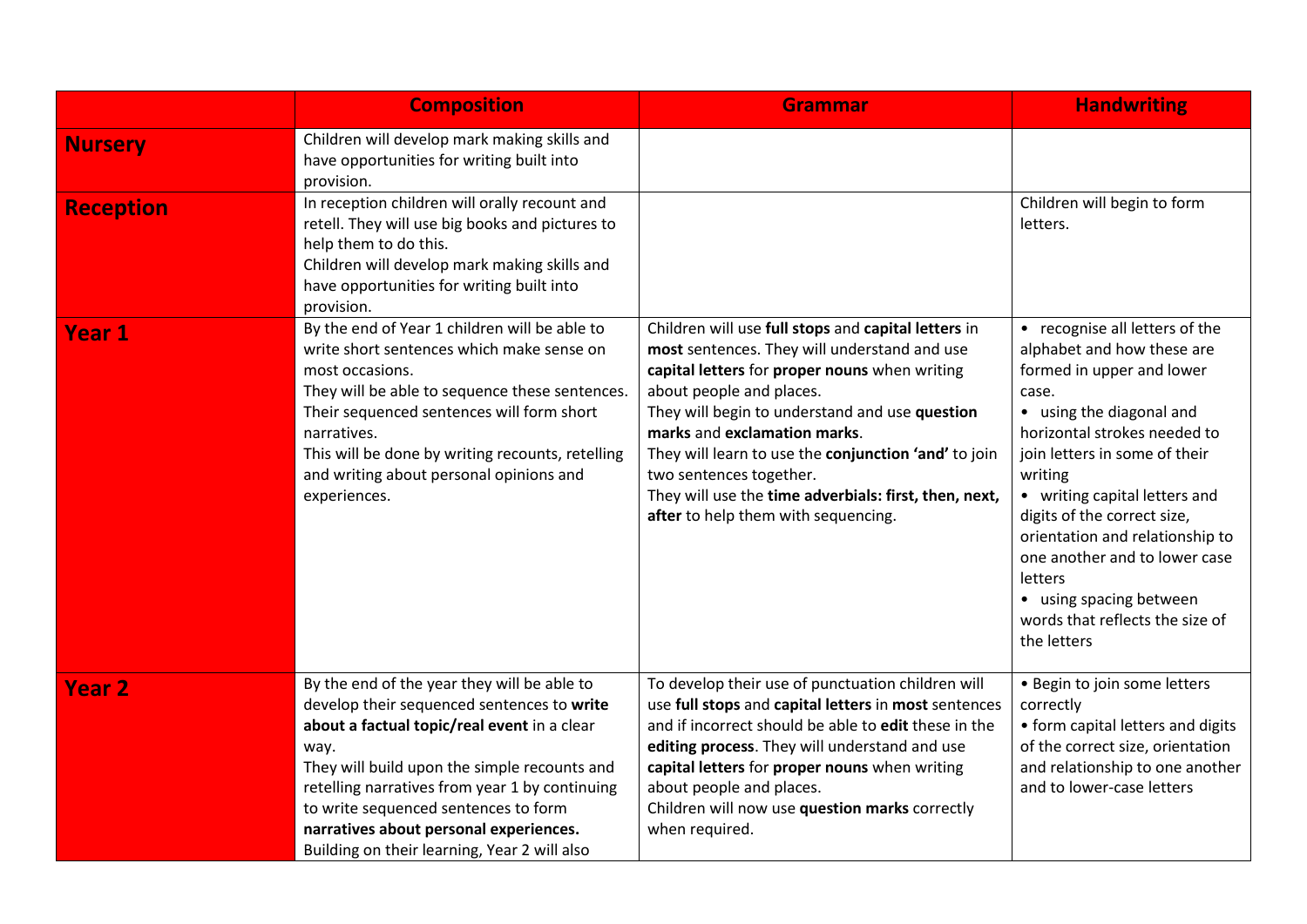| | Composition | Grammar | Handwriting |
|---|---|---|---|
| **Nursery** | Children will develop mark making skills and have opportunities for writing built into provision. | | |
| **Reception** | In reception children will orally recount and retell. They will use big books and pictures to help them to do this.<br>Children will develop mark making skills and have opportunities for writing built into provision. | | Children will begin to form letters. |
| **Year 1** | By the end of Year 1 children will be able to write short sentences which make sense on most occasions.<br>They will be able to sequence these sentences. Their sequenced sentences will form short narratives.<br>This will be done by writing recounts, retelling and writing about personal opinions and experiences. | Children will use **full stops** and **capital letters** in **most** sentences. They will understand and use **capital letters** for **proper nouns** when writing about people and places.<br>They will begin to understand and use **question marks** and **exclamation marks**.<br>They will learn to use the **conjunction 'and'** to join two sentences together.<br>They will use the **time adverbials: first, then, next, after** to help them with sequencing. | • recognise all letters of the alphabet and how these are formed in upper and lower case.<br>• using the diagonal and horizontal strokes needed to join letters in some of their writing<br>• writing capital letters and digits of the correct size, orientation and relationship to one another and to lower case letters<br>• using spacing between words that reflects the size of the letters |
| **Year 2** | By the end of the year they will be able to develop their sequenced sentences to **write about a factual topic/real event** in a clear way.<br>They will build upon the simple recounts and retelling narratives from year 1 by continuing to write sequenced sentences to form **narratives about personal experiences.**<br>Building on their learning, Year 2 will also | To develop their use of punctuation children will use **full stops** and **capital letters** in **most** sentences and if incorrect should be able to **edit** these in the **editing process**. They will understand and use **capital letters** for **proper nouns** when writing about people and places.<br>Children will now use **question marks** correctly when required. | • Begin to join some letters correctly<br>• form capital letters and digits of the correct size, orientation and relationship to one another and to lower-case letters |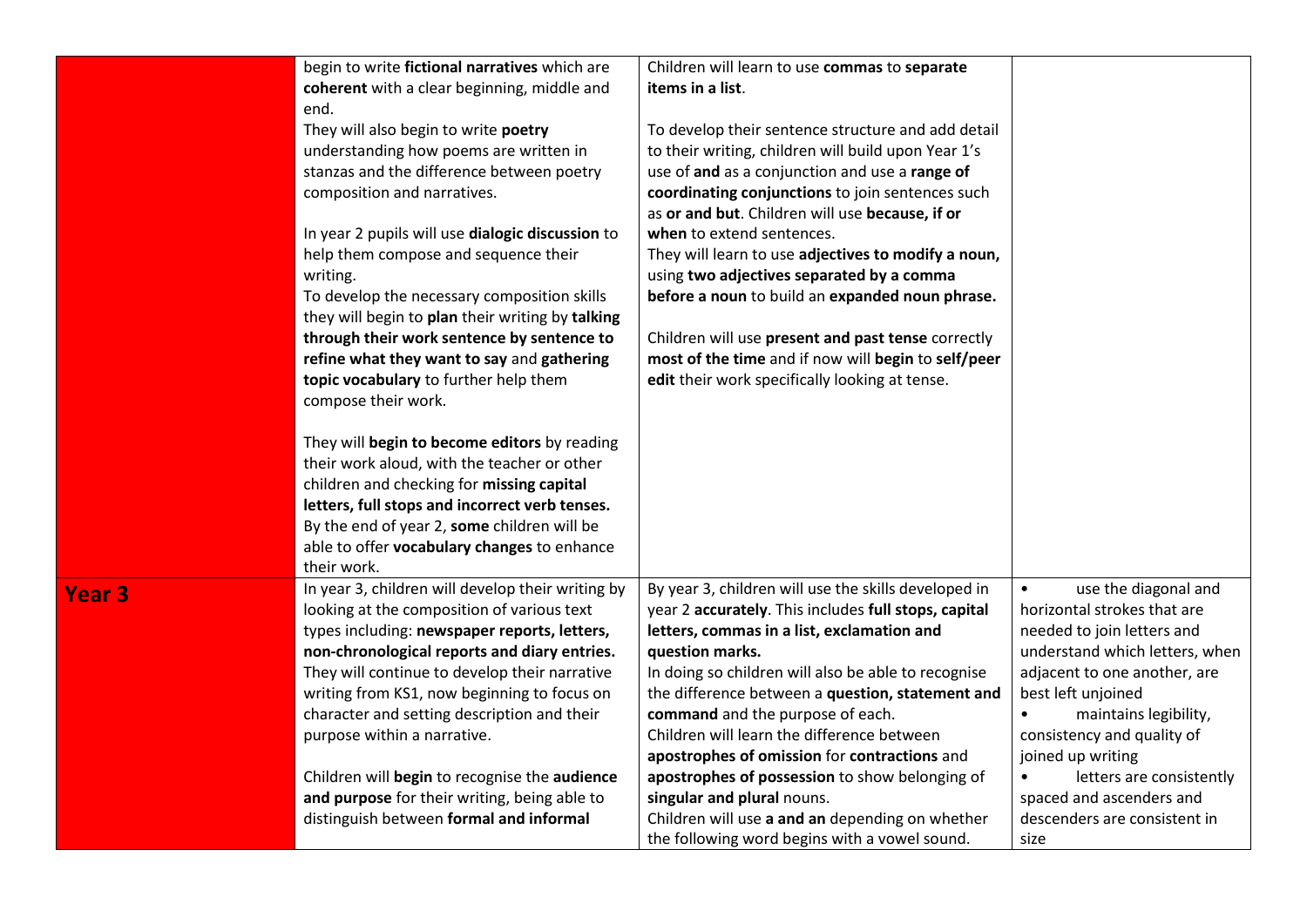| | | | |
|---|---|---|---|
| | begin to write **fictional narratives** which are **coherent** with a clear beginning, middle and end.<br>They will also begin to write **poetry** understanding how poems are written in stanzas and the difference between poetry composition and narratives.<br><br>In year 2 pupils will use **dialogic discussion** to help them compose and sequence their writing.<br>To develop the necessary composition skills they will begin to **plan** their writing by **talking through their work sentence by sentence to refine what they want to say** and **gathering topic vocabulary** to further help them compose their work.<br><br>They will **begin to become editors** by reading their work aloud, with the teacher or other children and checking for **missing capital letters, full stops and incorrect verb tenses.**<br>By the end of year 2, **some** children will be able to offer **vocabulary changes** to enhance their work. | Children will learn to use **commas** to **separate items in a list**.<br><br>To develop their sentence structure and add detail to their writing, children will build upon Year 1's use of **and** as a conjunction and use a **range of coordinating conjunctions** to join sentences such as **or and but**. Children will use **because, if or when** to extend sentences.<br>They will learn to use **adjectives to modify a noun,** using **two adjectives separated by a comma before a noun** to build an **expanded noun phrase.**<br><br>Children will use **present and past tense** correctly **most of the time** and if now will **begin** to **self/peer edit** their work specifically looking at tense. | |
| **Year 3** | In year 3, children will develop their writing by looking at the composition of various text types including: **newspaper reports, letters, non-chronological reports and diary entries.**<br>They will continue to develop their narrative writing from KS1, now beginning to focus on character and setting description and their purpose within a narrative.<br><br>Children will **begin** to recognise the **audience and purpose** for their writing, being able to distinguish between **formal and informal** | By year 3, children will use the skills developed in year 2 **accurately**. This includes **full stops, capital letters, commas in a list, exclamation and question marks.**<br>In doing so children will also be able to recognise the difference between a **question, statement and command** and the purpose of each.<br>Children will learn the difference between **apostrophes of omission** for **contractions** and **apostrophes of possession** to show belonging of **singular and plural** nouns.<br>Children will use **a and an** depending on whether the following word begins with a vowel sound. | • use the diagonal and horizontal strokes that are needed to join letters and understand which letters, when adjacent to one another, are best left unjoined<br>• maintains legibility, consistency and quality of joined up writing<br>• letters are consistently spaced and ascenders and descenders are consistent in size |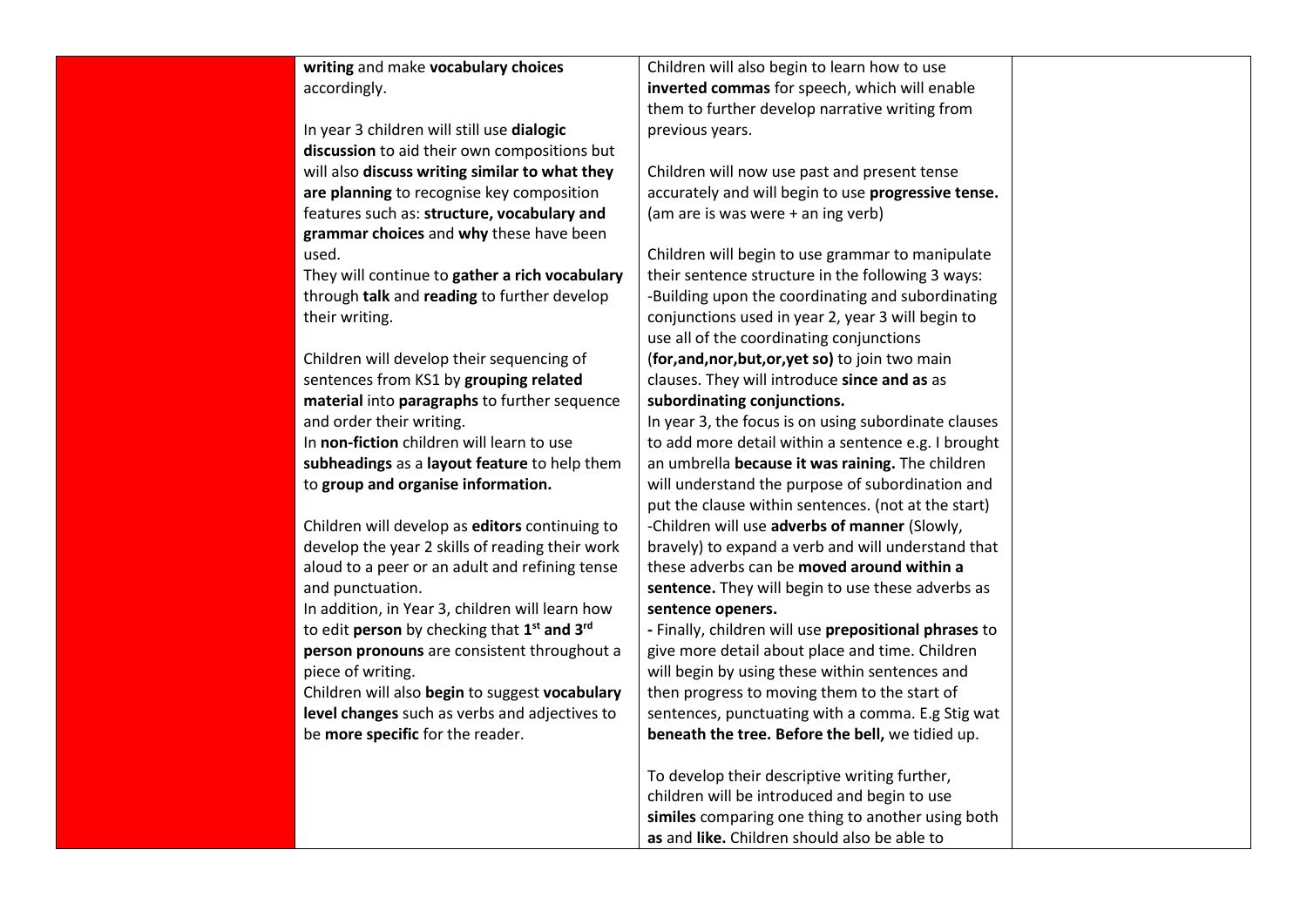| | | | |
|---|---|---|---|
| | **writing** and make **vocabulary choices** accordingly.<br><br>In year 3 children will still use **dialogic discussion** to aid their own compositions but will also **discuss writing similar to what they are planning** to recognise key composition features such as: **structure, vocabulary and grammar choices** and **why** these have been used.<br>They will continue to **gather a rich vocabulary** through **talk** and **reading** to further develop their writing.<br><br>Children will develop their sequencing of sentences from KS1 by **grouping related material** into **paragraphs** to further sequence and order their writing.<br>In **non-fiction** children will learn to use **subheadings** as a **layout feature** to help them to **group and organise information.**<br><br>Children will develop as **editors** continuing to develop the year 2 skills of reading their work aloud to a peer or an adult and refining tense and punctuation.<br>In addition, in Year 3, children will learn how to edit **person** by checking that **1st and 3rd person pronouns** are consistent throughout a piece of writing.<br>Children will also **begin** to suggest **vocabulary level changes** such as verbs and adjectives to be **more specific** for the reader. | Children will also begin to learn how to use **inverted commas** for speech, which will enable them to further develop narrative writing from previous years.<br><br>Children will now use past and present tense accurately and will begin to use **progressive tense.** (am are is was were + an ing verb)<br><br>Children will begin to use grammar to manipulate their sentence structure in the following 3 ways:<br>-Building upon the coordinating and subordinating conjunctions used in year 2, year 3 will begin to use all of the coordinating conjunctions (**for,and,nor,but,or,yet so)** to join two main clauses. They will introduce **since and as** as **subordinating conjunctions.**<br>In year 3, the focus is on using subordinate clauses to add more detail within a sentence e.g. I brought an umbrella **because it was raining.** The children will understand the purpose of subordination and put the clause within sentences. (not at the start)<br>-Children will use **adverbs of manner** (Slowly, bravely) to expand a verb and will understand that these adverbs can be **moved around within a sentence.** They will begin to use these adverbs as **sentence openers.**<br>**-** Finally, children will use **prepositional phrases** to give more detail about place and time. Children will begin by using these within sentences and then progress to moving them to the start of sentences, punctuating with a comma. E.g Stig wat **beneath the tree. Before the bell,** we tidied up.<br><br>To develop their descriptive writing further, children will be introduced and begin to use **similes** comparing one thing to another using both **as** and **like.** Children should also be able to | |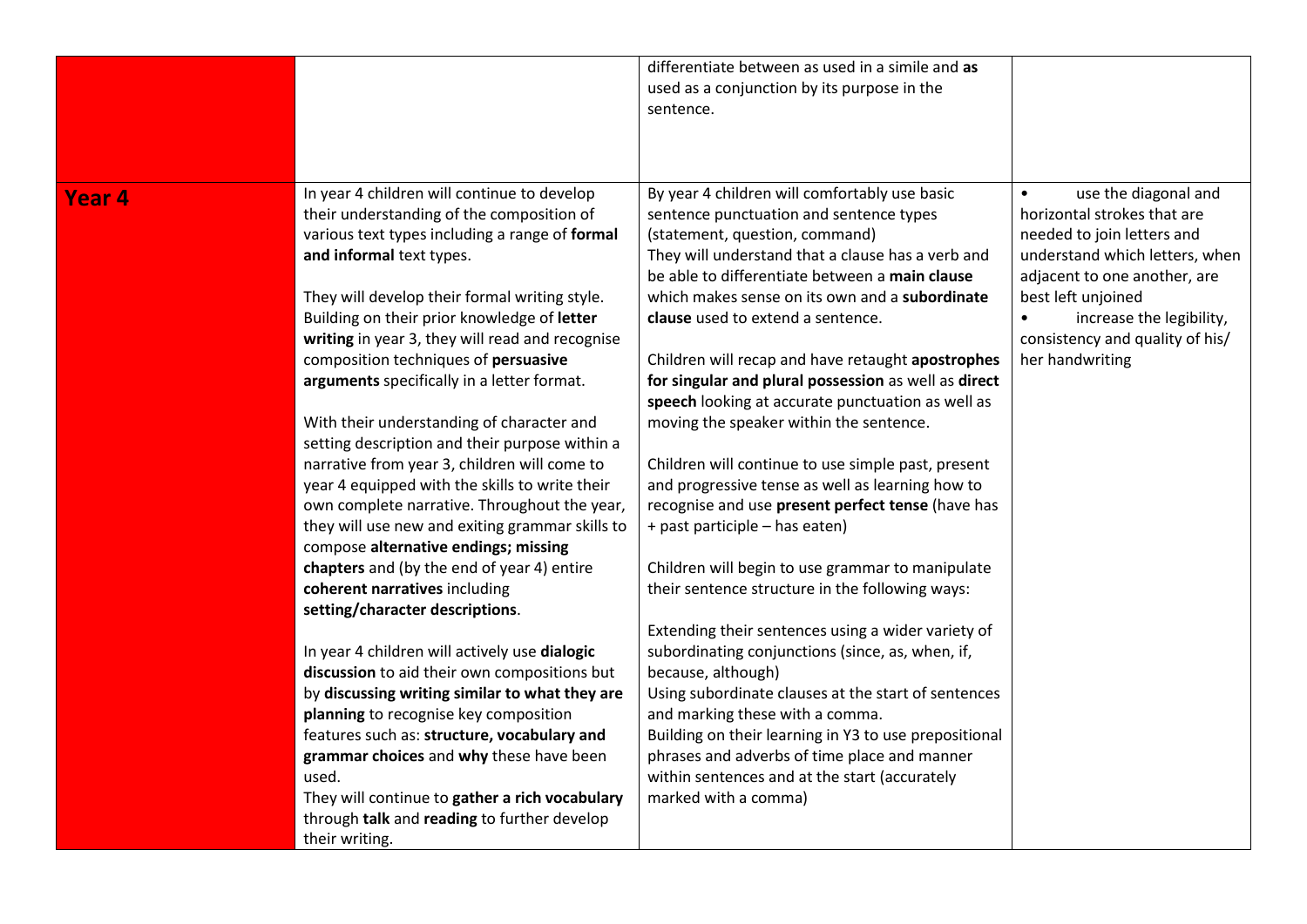| | | | |
|---|---|---|---|
| | | differentiate between as used in a simile and **as** used as a conjunction by its purpose in the sentence. | |
| **Year 4** | In year 4 children will continue to develop their understanding of the composition of various text types including a range of **formal and informal** text types.<br><br>They will develop their formal writing style. Building on their prior knowledge of **letter writing** in year 3, they will read and recognise composition techniques of **persuasive arguments** specifically in a letter format.<br><br>With their understanding of character and setting description and their purpose within a narrative from year 3, children will come to year 4 equipped with the skills to write their own complete narrative. Throughout the year, they will use new and exiting grammar skills to compose **alternative endings; missing chapters** and (by the end of year 4) entire **coherent narratives** including **setting/character descriptions**.<br><br>In year 4 children will actively use **dialogic discussion** to aid their own compositions but by **discussing writing similar to what they are planning** to recognise key composition features such as: **structure, vocabulary and grammar choices** and **why** these have been used.<br>They will continue to **gather a rich vocabulary** through **talk** and **reading** to further develop their writing. | By year 4 children will comfortably use basic sentence punctuation and sentence types (statement, question, command)<br>They will understand that a clause has a verb and be able to differentiate between a **main clause** which makes sense on its own and a **subordinate clause** used to extend a sentence.<br><br>Children will recap and have retaught **apostrophes for singular and plural possession** as well as **direct speech** looking at accurate punctuation as well as moving the speaker within the sentence.<br><br>Children will continue to use simple past, present and progressive tense as well as learning how to recognise and use **present perfect tense** (have has + past participle – has eaten)<br><br>Children will begin to use grammar to manipulate their sentence structure in the following ways:<br><br>Extending their sentences using a wider variety of subordinating conjunctions (since, as, when, if, because, although)<br>Using subordinate clauses at the start of sentences and marking these with a comma.<br>Building on their learning in Y3 to use prepositional phrases and adverbs of time place and manner within sentences and at the start (accurately marked with a comma) | • use the diagonal and horizontal strokes that are needed to join letters and understand which letters, when adjacent to one another, are best left unjoined<br>• increase the legibility, consistency and quality of his/ her handwriting |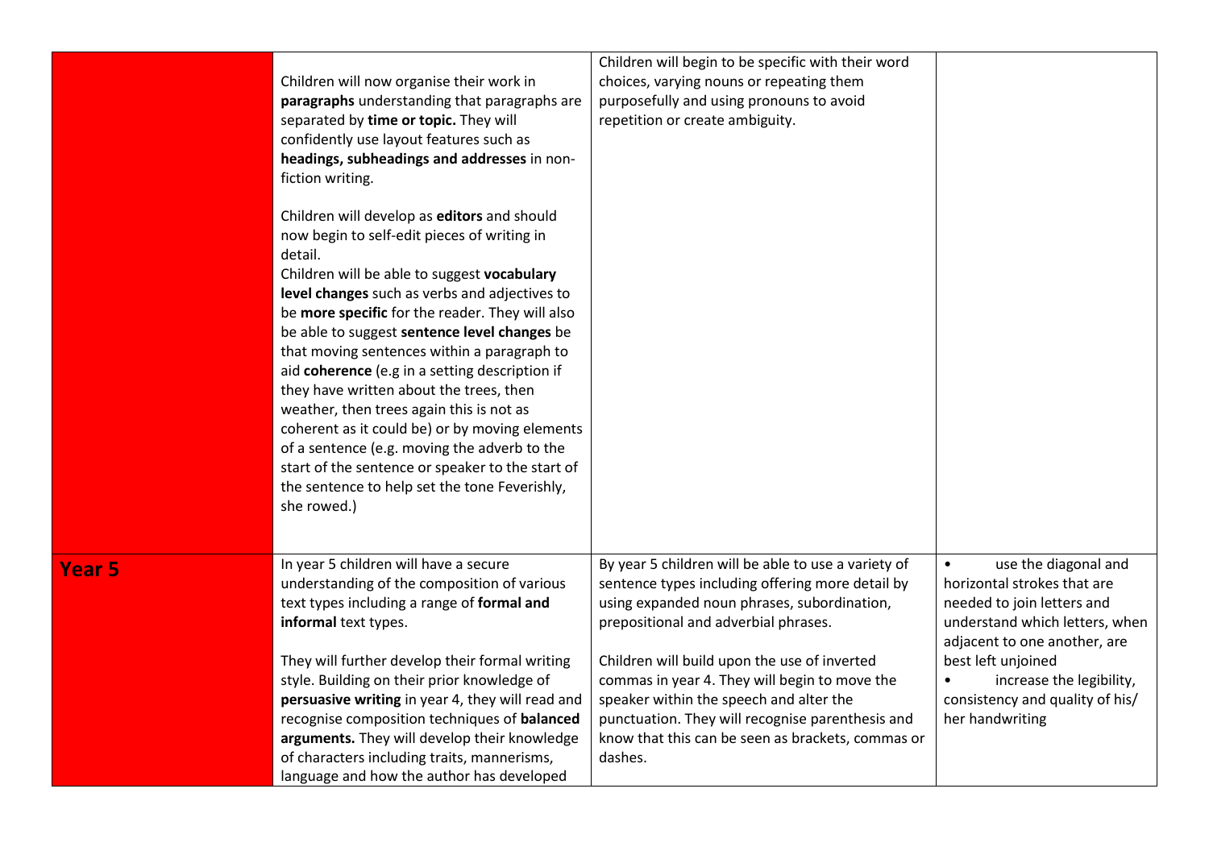| | | | |
|---|---|---|---|
| | Children will now organise their work in **paragraphs** understanding that paragraphs are separated by **time or topic.** They will confidently use layout features such as **headings, subheadings and addresses** in non-fiction writing.<br><br>Children will develop as **editors** and should now begin to self-edit pieces of writing in detail.<br>Children will be able to suggest **vocabulary level changes** such as verbs and adjectives to be **more specific** for the reader. They will also be able to suggest **sentence level changes** be that moving sentences within a paragraph to aid **coherence** (e.g in a setting description if they have written about the trees, then weather, then trees again this is not as coherent as it could be) or by moving elements of a sentence (e.g. moving the adverb to the start of the sentence or speaker to the start of the sentence to help set the tone Feverishly, she rowed.) | Children will begin to be specific with their word choices, varying nouns or repeating them purposefully and using pronouns to avoid repetition or create ambiguity. | |
| **Year 5** | In year 5 children will have a secure understanding of the composition of various text types including a range of **formal and informal** text types.<br><br>They will further develop their formal writing style. Building on their prior knowledge of **persuasive writing** in year 4, they will read and recognise composition techniques of **balanced arguments.** They will develop their knowledge of characters including traits, mannerisms, language and how the author has developed | By year 5 children will be able to use a variety of sentence types including offering more detail by using expanded noun phrases, subordination, prepositional and adverbial phrases.<br><br>Children will build upon the use of inverted commas in year 4. They will begin to move the speaker within the speech and alter the punctuation. They will recognise parenthesis and know that this can be seen as brackets, commas or dashes. | • use the diagonal and horizontal strokes that are needed to join letters and understand which letters, when adjacent to one another, are best left unjoined<br>• increase the legibility, consistency and quality of his/ her handwriting |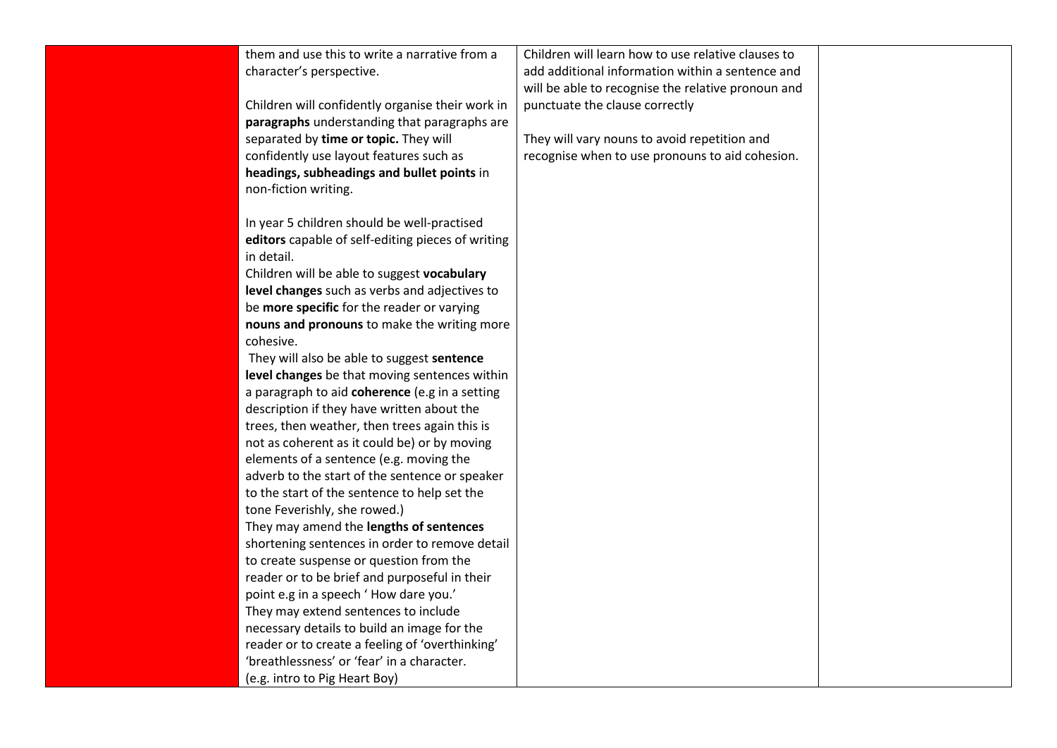| | | | |
|---|---|---|---|
| | them and use this to write a narrative from a character's perspective.<br><br>Children will confidently organise their work in **paragraphs** understanding that paragraphs are separated by **time or topic.** They will confidently use layout features such as **headings, subheadings and bullet points** in non-fiction writing.<br><br>In year 5 children should be well-practised **editors** capable of self-editing pieces of writing in detail.<br>Children will be able to suggest **vocabulary level changes** such as verbs and adjectives to be **more specific** for the reader or varying **nouns and pronouns** to make the writing more cohesive.<br>They will also be able to suggest **sentence level changes** be that moving sentences within a paragraph to aid **coherence** (e.g in a setting description if they have written about the trees, then weather, then trees again this is not as coherent as it could be) or by moving elements of a sentence (e.g. moving the adverb to the start of the sentence or speaker to the start of the sentence to help set the tone Feverishly, she rowed.)<br>They may amend the **lengths of sentences** shortening sentences in order to remove detail to create suspense or question from the reader or to be brief and purposeful in their point e.g in a speech ' How dare you.'<br>They may extend sentences to include necessary details to build an image for the reader or to create a feeling of 'overthinking' 'breathlessness' or 'fear' in a character.<br>(e.g. intro to Pig Heart Boy) | Children will learn how to use relative clauses to add additional information within a sentence and will be able to recognise the relative pronoun and punctuate the clause correctly<br><br>They will vary nouns to avoid repetition and recognise when to use pronouns to aid cohesion. | |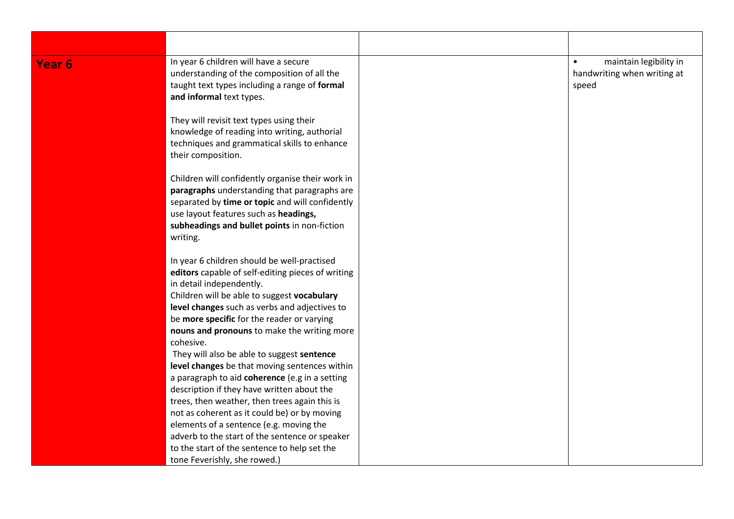| | | | |
|---|---|---|---|
| **Year 6** | In year 6 children will have a secure understanding of the composition of all the taught text types including a range of **formal and informal** text types.<br><br>They will revisit text types using their knowledge of reading into writing, authorial techniques and grammatical skills to enhance their composition.<br><br>Children will confidently organise their work in **paragraphs** understanding that paragraphs are separated by **time or topic** and will confidently use layout features such as **headings, subheadings and bullet points** in non-fiction writing.<br><br>In year 6 children should be well-practised **editors** capable of self-editing pieces of writing in detail independently.<br>Children will be able to suggest **vocabulary level changes** such as verbs and adjectives to be **more specific** for the reader or varying **nouns and pronouns** to make the writing more cohesive.<br>They will also be able to suggest **sentence level changes** be that moving sentences within a paragraph to aid **coherence** (e.g in a setting description if they have written about the trees, then weather, then trees again this is not as coherent as it could be) or by moving elements of a sentence (e.g. moving the adverb to the start of the sentence or speaker to the start of the sentence to help set the tone Feverishly, she rowed.) | | • maintain legibility in handwriting when writing at speed |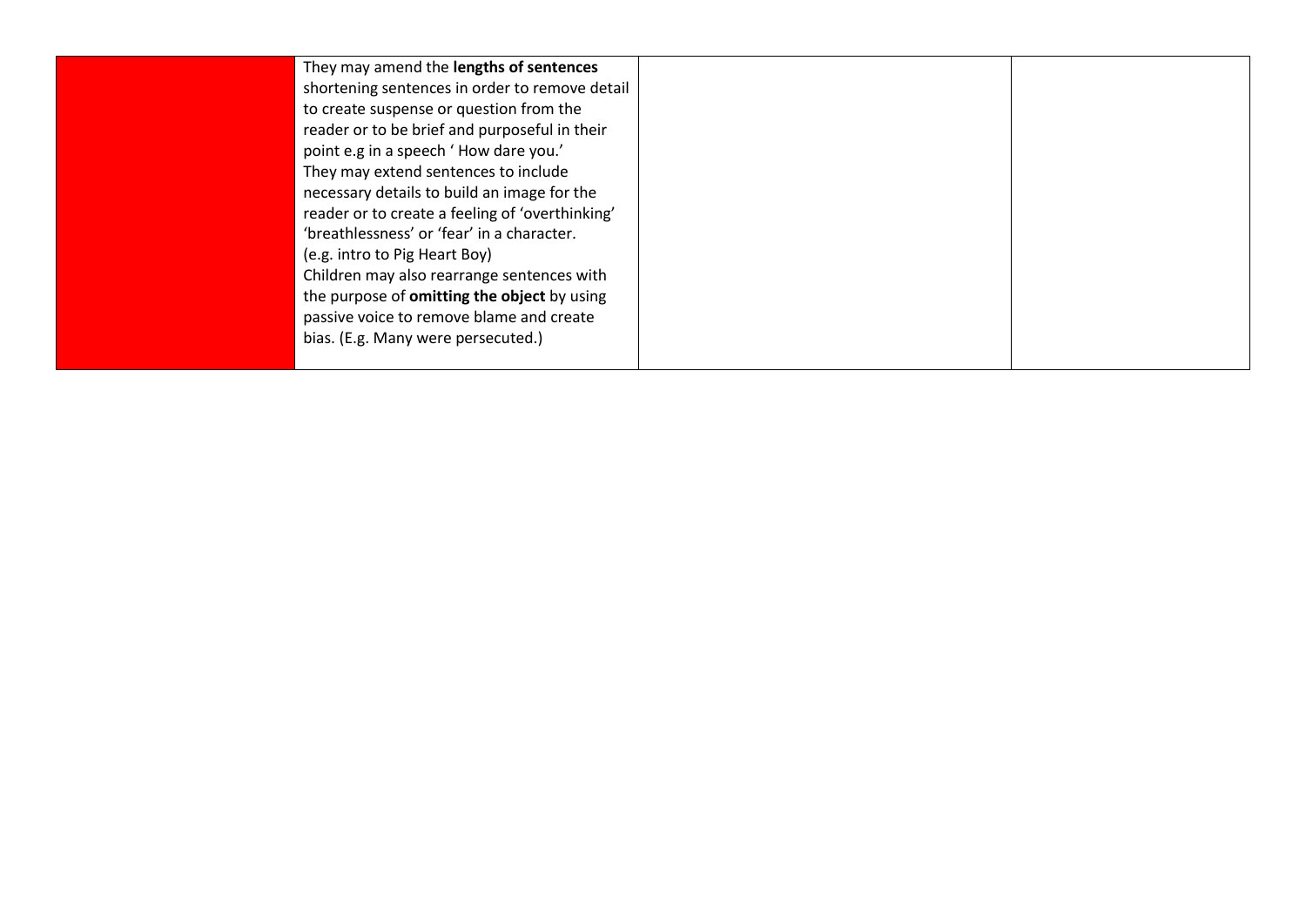|  | They may amend the **lengths of sentences** shortening sentences in order to remove detail to create suspense or question from the reader or to be brief and purposeful in their point e.g in a speech ' How dare you.'<br>They may extend sentences to include necessary details to build an image for the reader or to create a feeling of 'overthinking' 'breathlessness' or 'fear' in a character.<br>(e.g. intro to Pig Heart Boy)<br>Children may also rearrange sentences with the purpose of **omitting the object** by using passive voice to remove blame and create bias. (E.g. Many were persecuted.) |  |  |
|---|---|---|---|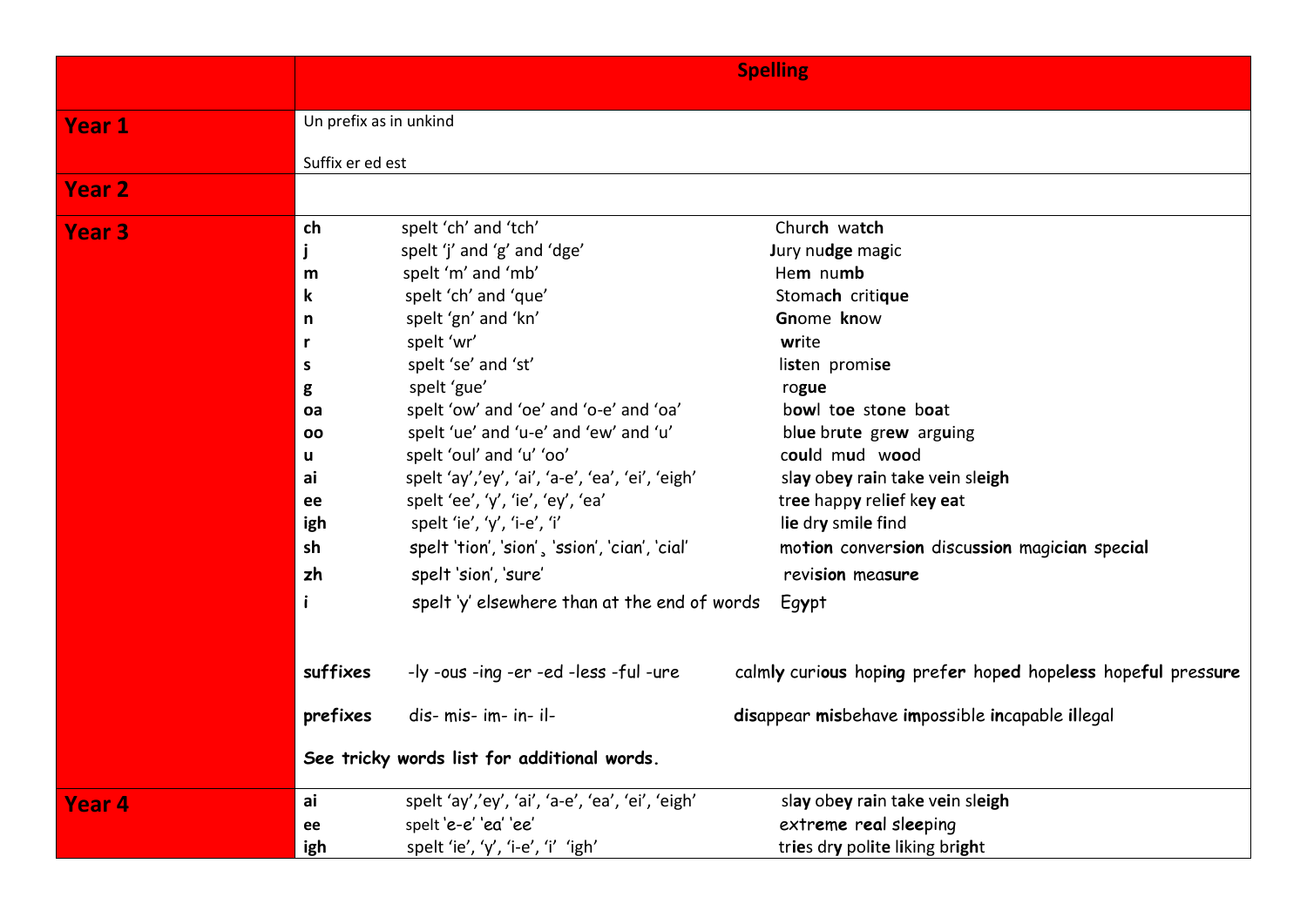| | Spelling |
|---|---|
| **Year 1** | Un prefix as in unkind<br><br>Suffix er ed est |
| **Year 2** | |
| **Year 3** | **ch** spelt 'ch' and 'tch' Chur**ch** wa**tch**<br>**j** spelt 'j' and 'g' and 'dge' **J**ury nu**dge** ma**g**ic<br>**m** spelt 'm' and 'mb' He**m** nu**mb**<br>**k** spelt 'ch' and 'que' Stoma**ch** criti**que**<br>**n** spelt 'gn' and 'kn' **Gn**ome **kn**ow<br>**r** spelt 'wr' **wr**ite<br>**s** spelt 'se' and 'st' li**st**en promi**se**<br>**g** spelt 'gue' ro**gue**<br>**oa** spelt 'ow' and 'oe' and 'o-e' and 'oa' b**ow**l t**oe** st**o**n**e** b**oa**t<br>**oo** spelt 'ue' and 'u-e' and 'ew' and 'u' bl**ue** br**u**t**e** gr**ew** arg**u**ing<br>**u** spelt 'oul' and 'u' 'oo' c**oul**d m**u**d w**oo**d<br>**ai** spelt 'ay','ey', 'ai', 'a-e', 'ea', 'ei', 'eigh' sl**ay** ob**ey** r**ai**n t**a**k**e** v**ei**n sl**eigh**<br>**ee** spelt 'ee', 'y', 'ie', 'ey', 'ea' tr**ee** happ**y** rel**ie**f k**ey** **ea**t<br>**igh** spelt 'ie', 'y', 'i-e', 'i' l**ie** dr**y** sm**i**l**e** f**i**nd<br>**sh** spelt 'tion', 'sion'¸ 'ssion', 'cian', 'cial' mo**tion** conver**sion** discu**ssion** magi**cian** spe**cial**<br>**zh** spelt 'sion', 'sure' revi**sion** mea**sure**<br>**i** spelt 'y' elsewhere than at the end of words Eg**y**pt<br><br>**suffixes** -ly -ous -ing -er -ed -less -ful -ure calm**ly** curi**ous** hop**ing** pref**er** hop**ed** hope**less** hope**ful** press**ure**<br><br>**prefixes** dis- mis- im- in- il- **dis**appear **mis**behave **im**possible **in**capable **il**legal<br><br>**See tricky words list for additional words.** |
| **Year 4** | **ai** spelt 'ay','ey', 'ai', 'a-e', 'ea', 'ei', 'eigh' sl**ay** ob**ey** r**ai**n t**a**k**e** v**ei**n sl**eigh**<br>**ee** spelt 'e-e' 'ea' 'ee' ext**r**e**m**e r**ea**l sl**ee**ping<br>**igh** spelt 'ie', 'y', 'i-e', 'i' 'igh' tr**ie**s dr**y** pol**i**t**e** l**i**king br**igh**t |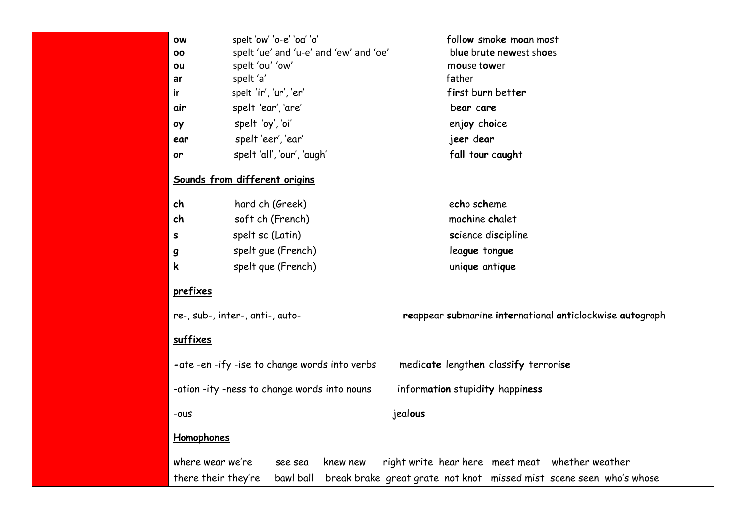| | | |
|---|---|---|
| **ow** | spelt 'ow' 'o-e' 'oa' 'o' | foll**ow** sm**o**k**e** m**oa**n m**o**st |
| **oo** | spelt 'ue' and 'u-e' and 'ew' and 'oe' | bl**ue** br**u**t**e** n**ew**est sh**oe**s |
| **ou** | spelt 'ou' 'ow' | m**ou**se t**ow**er |
| **ar** | spelt 'a' | f**a**ther |
| **ir** | spelt 'ir', 'ur', 'er' | f**ir**st b**ur**n bett**er** |
| **air** | spelt 'ear', 'are' | b**ear** c**are** |
| **oy** | spelt 'oy', 'oi' | enj**oy** ch**oi**ce |
| **ear** | spelt 'eer', 'ear' | **jeer** d**ear** |
| **or** | spelt 'all', 'our', 'augh' | f**all** t**our** c**augh**t |

**Sounds from different origins**

| | | |
|---|---|---|
| **ch** | hard ch (Greek) | e**ch**o s**ch**eme |
| **ch** | soft ch (French) | ma**ch**ine **ch**alet |
| **s** | spelt sc (Latin) | **sc**ience di**sc**ipline |
| **g** | spelt gue (French) | lea**gue** ton**gue** |
| **k** | spelt que (French) | uni**que** anti**que** |

**prefixes**

re-, sub-, inter-, anti-, auto- **re**appear **sub**marine **inter**national **anti**clockwise **auto**graph

**suffixes**

-ate -en -ify -ise to change words into verbs medic**ate** length**en** class**ify** terror**ise**

-ation -ity -ness to change words into nouns inform**ation** stupid**ity** happi**ness**

-ous jeal**ous**

**Homophones**

where wear we're see sea knew new right write hear here meet meat whether weather
there their they're bawl ball break brake great grate not knot missed mist scene seen who's whose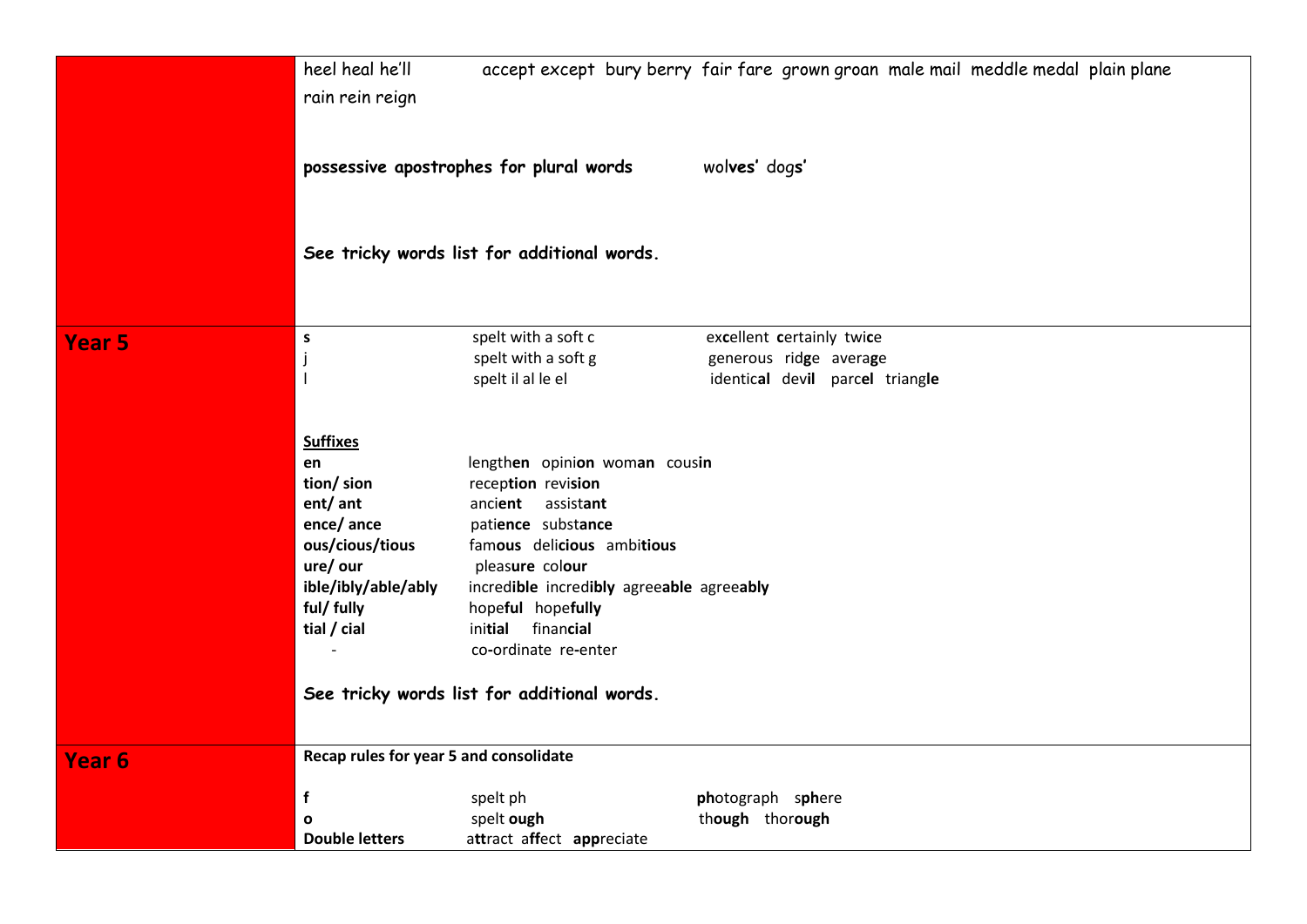| | |
|---|---|
| | heel heal he'll accept except bury berry fair fare grown groan male mail meddle medal plain plane rain rein reign<br><br>**possessive apostrophes for plural words** wol**ves'** dog**s'**<br><br>**See tricky words list for additional words.** |
| **Year 5** | s — spelt with a soft c — ex**c**ellent **c**ertainly twi**c**e<br>j — spelt with a soft g — generous rid**g**e avera**g**e<br>l — spelt il al le el — identic**al** dev**il** parc**el** triang**le**<br><br>**<u>Suffixes</u>**<br>**en** — length**en** opini**on** wom**an** cous**in**<br>**tion/ sion** — recep**tion** revi**sion**<br>**ent/ ant** — anci**ent** assist**ant**<br>**ence/ ance** — pati**ence** subst**ance**<br>**ous/cious/tious** — fam**ous** deli**cious** ambi**tious**<br>**ure/ our** — pleas**ure** col**our**<br>**ible/ibly/able/ably** — incred**ible** incred**ibly** agree**able** agree**ably**<br>**ful/ fully** — hope**ful** hope**fully**<br>**tial / cial** — ini**tial** finan**cial**<br>- — co-ordinate re-enter<br><br>**See tricky words list for additional words.** |
| **Year 6** | **Recap rules for year 5 and consolidate**<br><br>**f** — spelt ph — **ph**otograph s**ph**ere<br>**o** — spelt **ough** — th**ough** thor**ough**<br>**Double letters** — a**tt**ract a**ff**ect **app**reciate |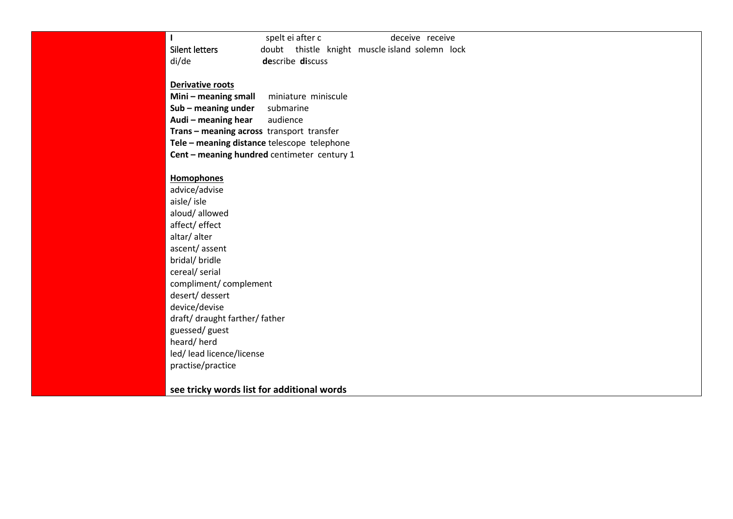| | |
|---|---|
| | **I** spelt ei after c deceive receive<br>Silent letters doubt thistle knight muscle island solemn lock<br>di/de **de**scribe **di**scuss<br><br>**<u>Derivative roots</u>**<br>**Mini – meaning small** miniature miniscule<br>**Sub – meaning under** submarine<br>**Audi – meaning hear** audience<br>**Trans – meaning across** transport transfer<br>**Tele – meaning distance** telescope telephone<br>**Cent – meaning hundred** centimeter century 1<br><br>**<u>Homophones</u>**<br>advice/advise<br>aisle/ isle<br>aloud/ allowed<br>affect/ effect<br>altar/ alter<br>ascent/ assent<br>bridal/ bridle<br>cereal/ serial<br>compliment/ complement<br>desert/ dessert<br>device/devise<br>draft/ draught farther/ father<br>guessed/ guest<br>heard/ herd<br>led/ lead licence/license<br>practise/practice<br><br>**see tricky words list for additional words** |